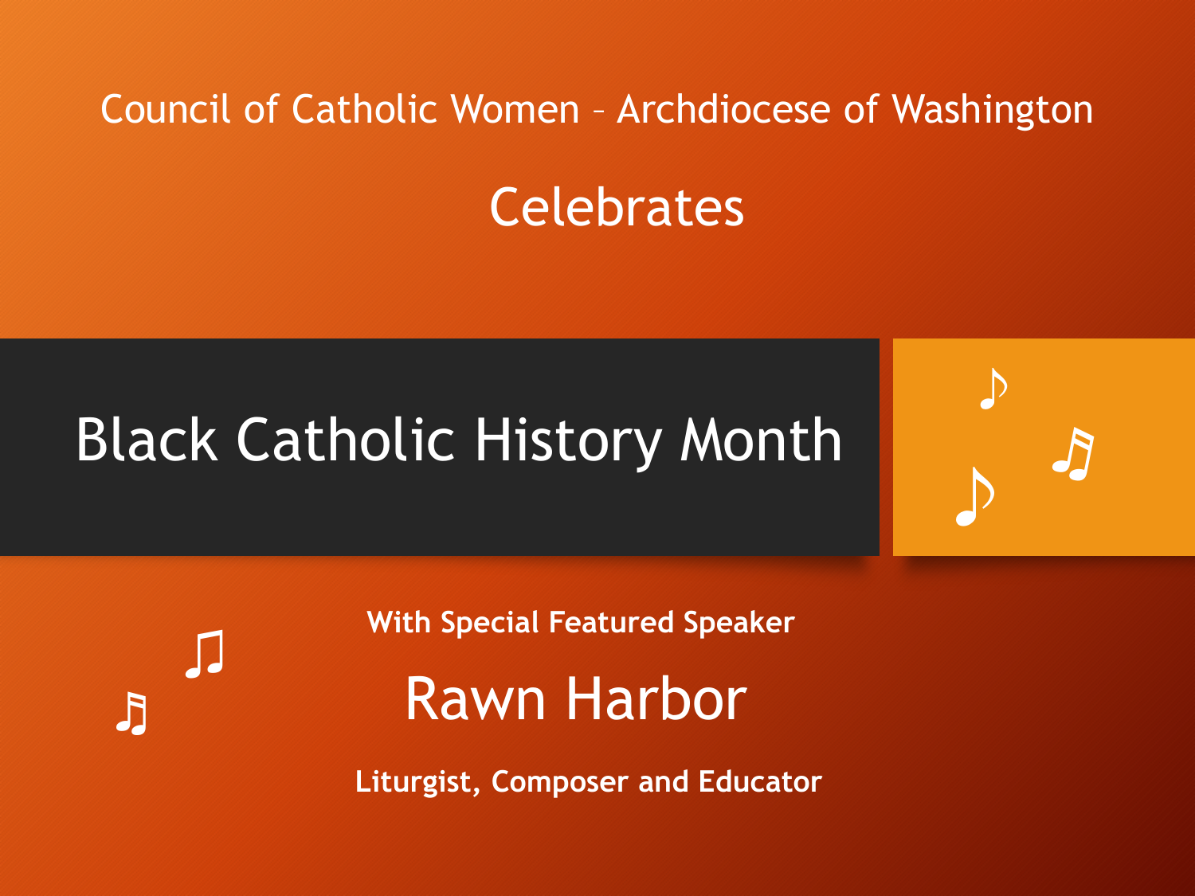Council of Catholic Women – Archdiocese of Washington

Celebrates

# Black Catholic History Month

**With Special Featured Speaker**

## Rawn Harbor

**Liturgist, Composer and Educator**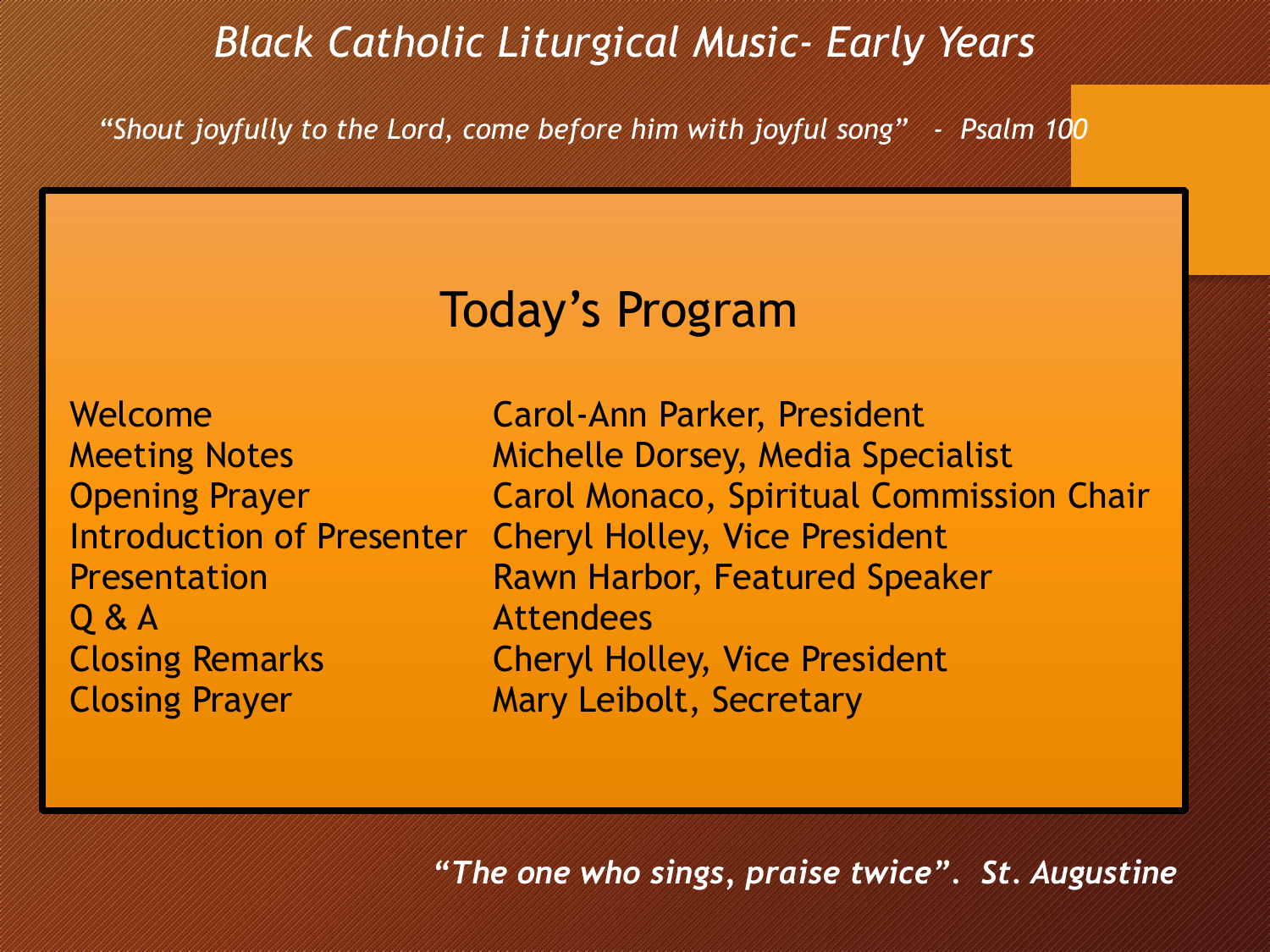*Black Catholic Liturgical Music- Early Years*

*"Shout joyfully to the Lord, come before him with joyful song" - Psalm 100*

## Today's Program

| | |
|---|---|
| Welcome | Carol-Ann Parker, President |
| Meeting Notes | Michelle Dorsey, Media Specialist |
| Opening Prayer | Carol Monaco, Spiritual Commission Chair |
| Introduction of Presenter | Cheryl Holley, Vice President |
| Presentation | Rawn Harbor, Featured Speaker |
| Q & A | Attendees |
| Closing Remarks | Cheryl Holley, Vice President |
| Closing Prayer | Mary Leibolt, Secretary |

***"The one who sings, praise twice". St. Augustine***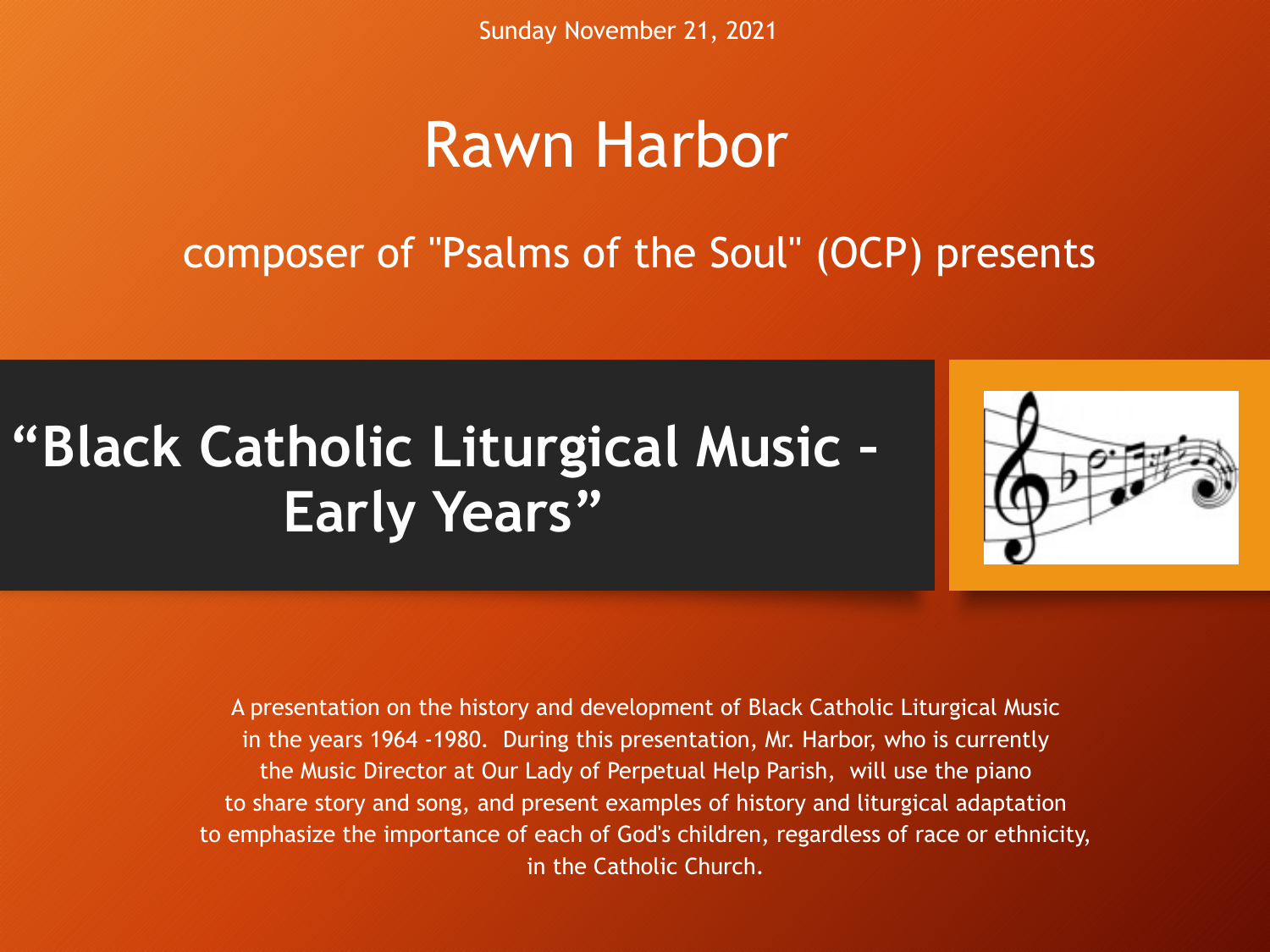Sunday November 21, 2021

# Rawn Harbor

## composer of "Psalms of the Soul" (OCP) presents

# "Black Catholic Liturgical Music – Early Years"

A presentation on the history and development of Black Catholic Liturgical Music in the years 1964 -1980. During this presentation, Mr. Harbor, who is currently the Music Director at Our Lady of Perpetual Help Parish, will use the piano to share story and song, and present examples of history and liturgical adaptation to emphasize the importance of each of God's children, regardless of race or ethnicity, in the Catholic Church.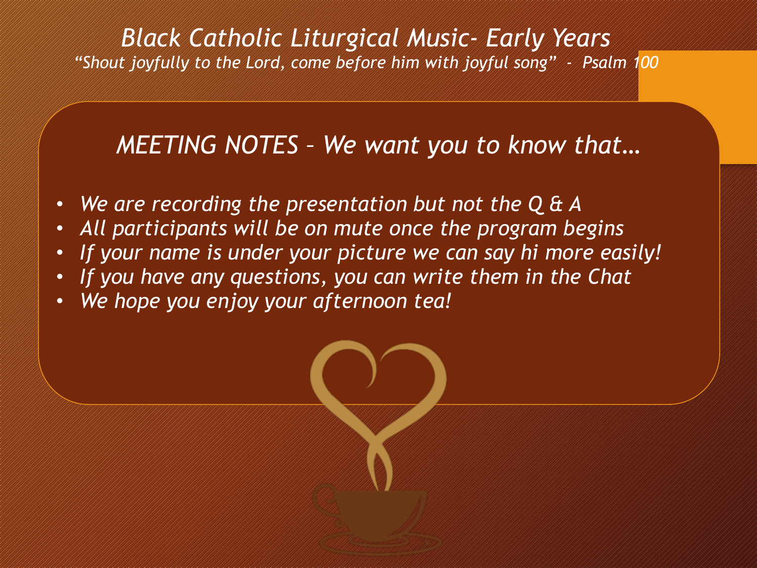# *Black Catholic Liturgical Music- Early Years*

*"Shout joyfully to the Lord, come before him with joyful song" - Psalm 100*

## *MEETING NOTES – We want you to know that…*

- *We are recording the presentation but not the Q & A*
- *All participants will be on mute once the program begins*
- *If your name is under your picture we can say hi more easily!*
- *If you have any questions, you can write them in the Chat*
- *We hope you enjoy your afternoon tea!*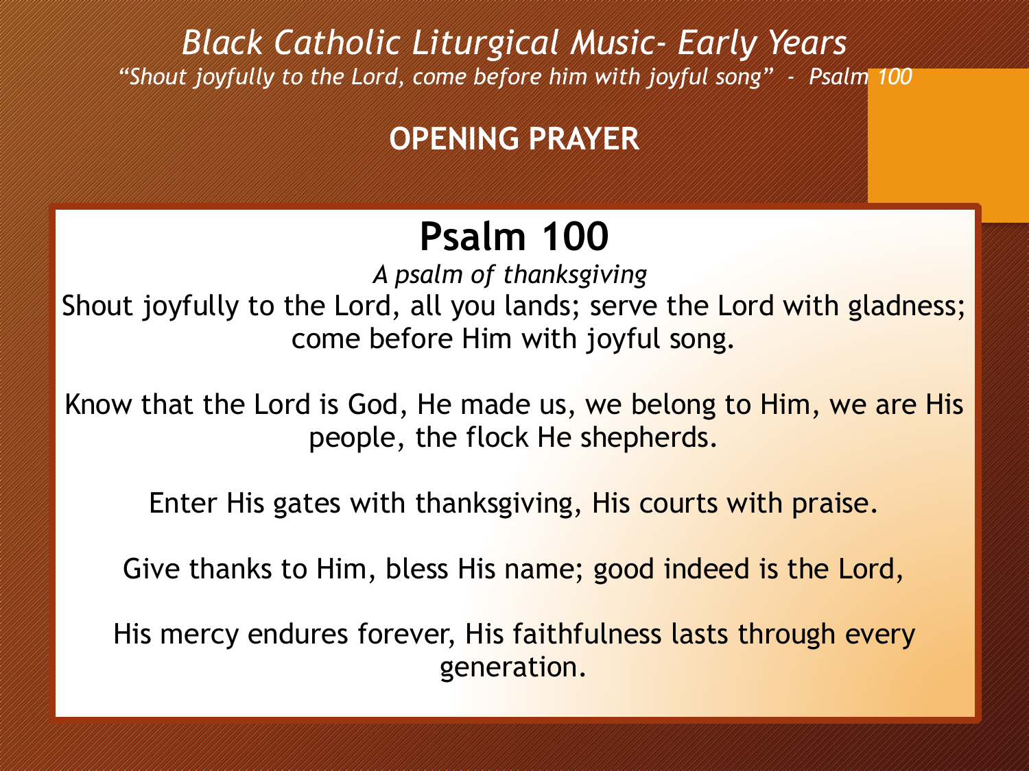*Black Catholic Liturgical Music- Early Years*

*"Shout joyfully to the Lord, come before him with joyful song" - Psalm 100*

## OPENING PRAYER

# Psalm 100

*A psalm of thanksgiving*

Shout joyfully to the Lord, all you lands; serve the Lord with gladness; come before Him with joyful song.

Know that the Lord is God, He made us, we belong to Him, we are His people, the flock He shepherds.

Enter His gates with thanksgiving, His courts with praise.

Give thanks to Him, bless His name; good indeed is the Lord,

His mercy endures forever, His faithfulness lasts through every generation.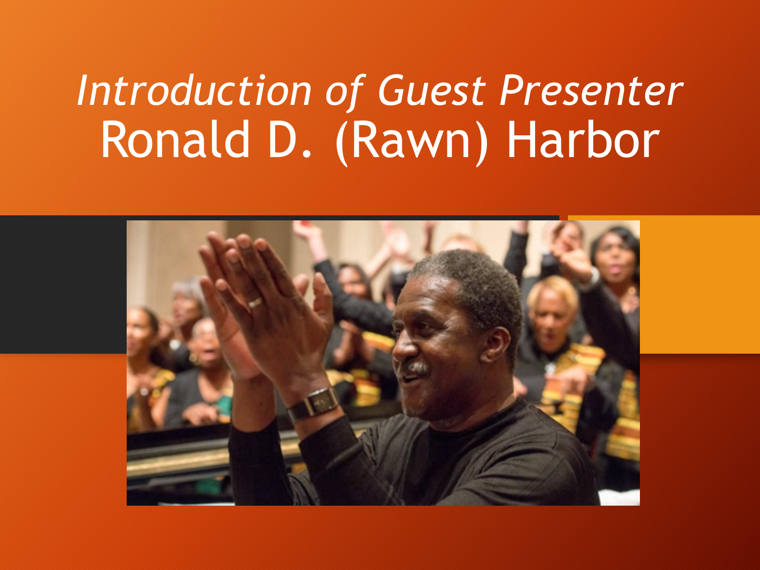# *Introduction of Guest Presenter*
# Ronald D. (Rawn) Harbor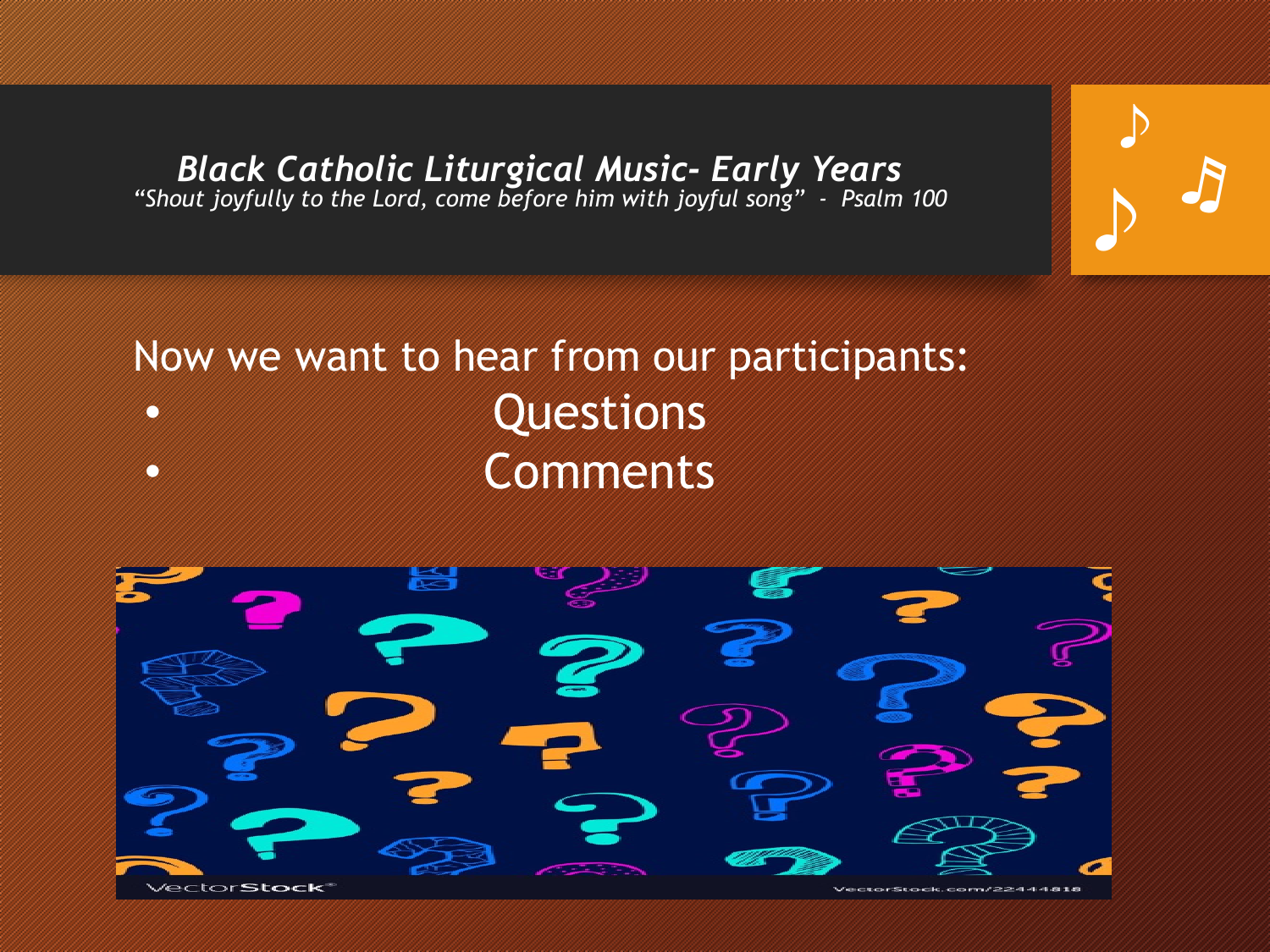# *Black Catholic Liturgical Music- Early Years*

*“Shout joyfully to the Lord, come before him with joyful song” - Psalm 100*

Now we want to hear from our participants:

- Questions
- Comments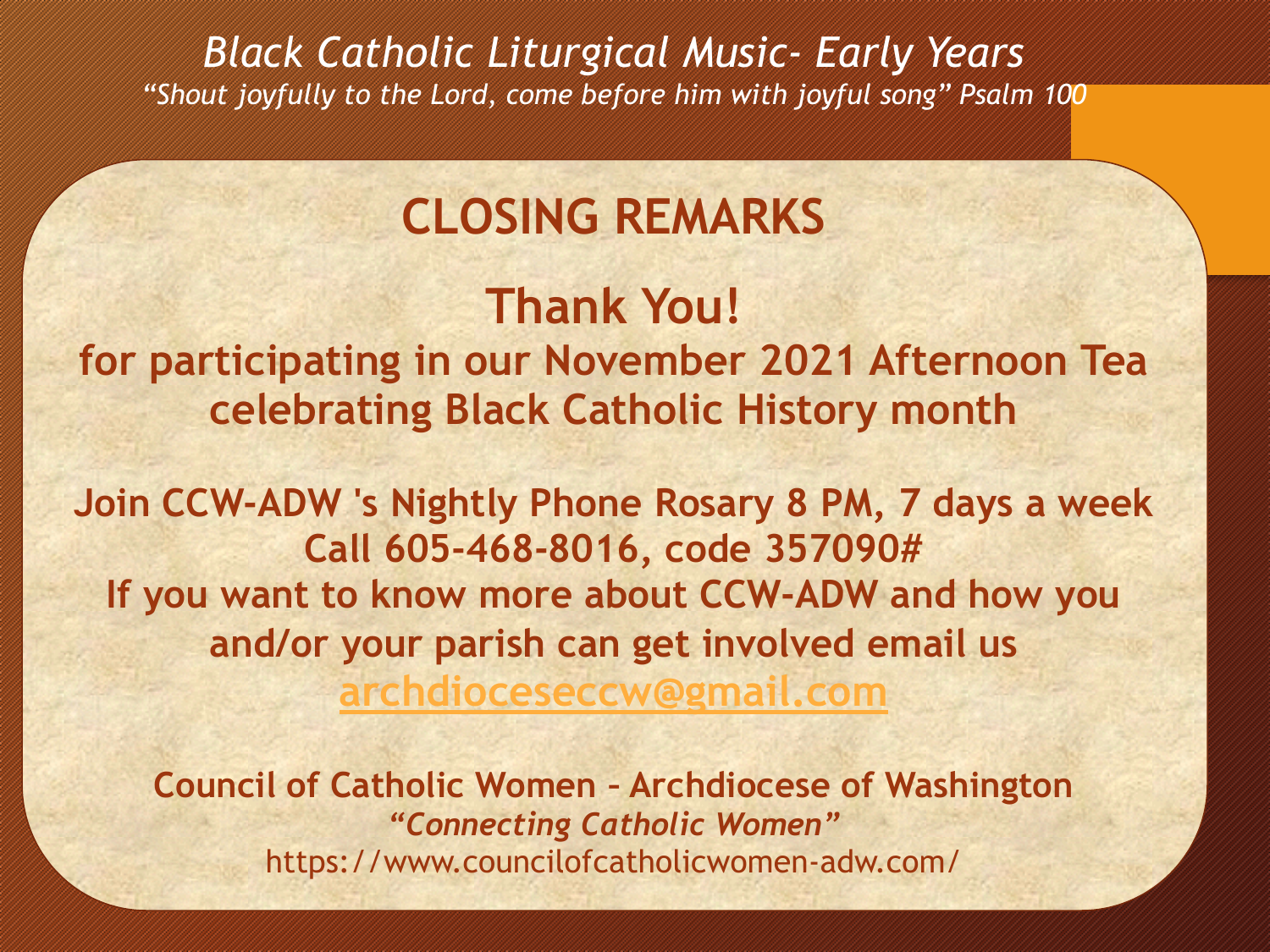*Black Catholic Liturgical Music- Early Years*

*“Shout joyfully to the Lord, come before him with joyful song” Psalm 100*

## CLOSING REMARKS

## Thank You!

**for participating in our November 2021 Afternoon Tea celebrating Black Catholic History month**

**Join CCW-ADW 's Nightly Phone Rosary 8 PM, 7 days a week**

**Call 605-468-8016, code 357090#**

**If you want to know more about CCW-ADW and how you and/or your parish can get involved email us**

**archdioceseccw@gmail.com**

**Council of Catholic Women – Archdiocese of Washington**

***“Connecting Catholic Women”***

https://www.councilofcatholicwomen-adw.com/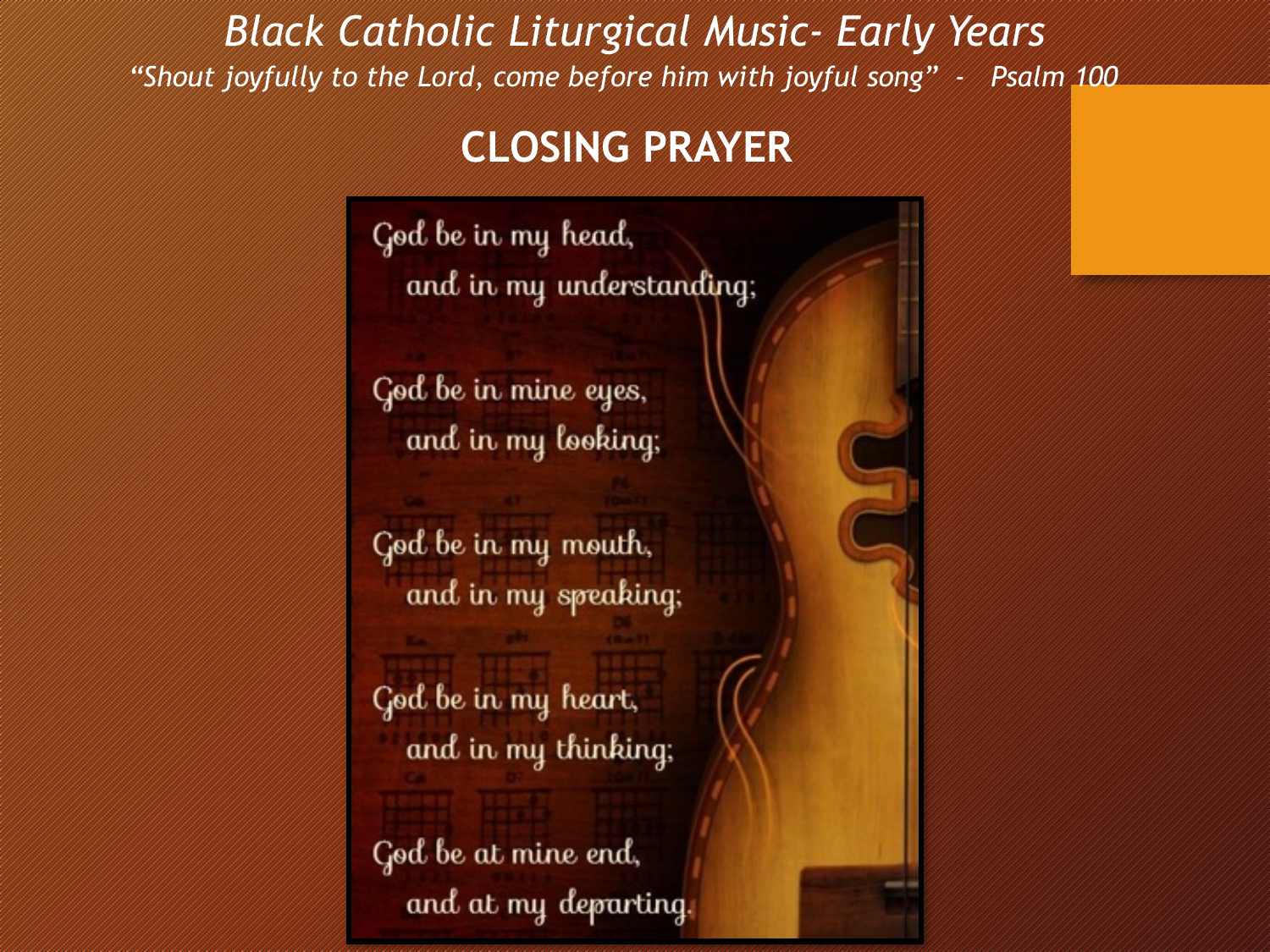*Black Catholic Liturgical Music- Early Years*

*“Shout joyfully to the Lord, come before him with joyful song” - Psalm 100*

## CLOSING PRAYER

God be in my head,
and in my understanding;

God be in mine eyes,
and in my looking;

God be in my mouth,
and in my speaking;

God be in my heart,
and in my thinking;

God be at mine end,
and at my departing.